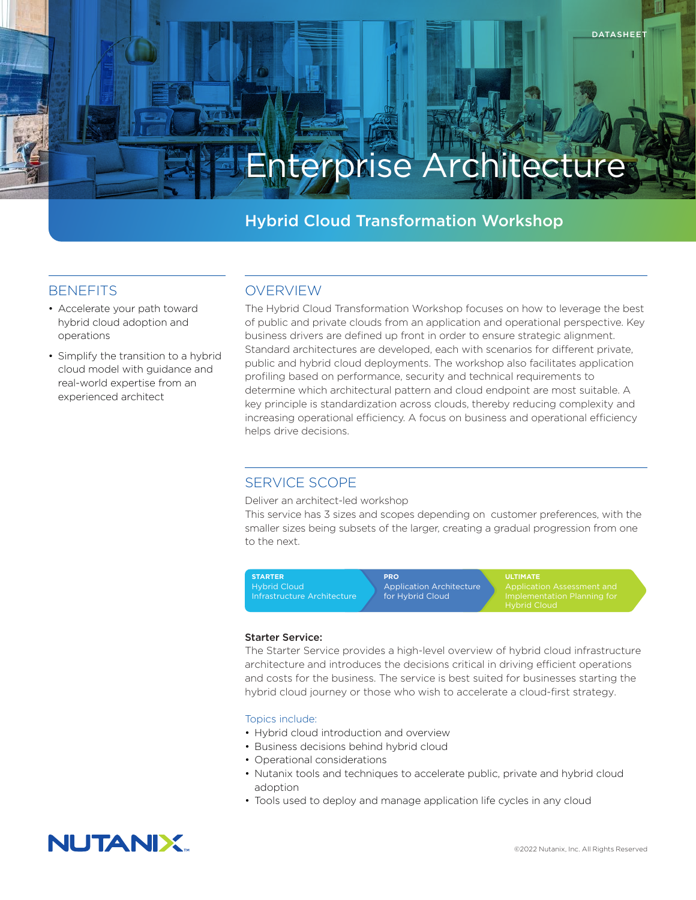DATASHEET

# Enterprise Architecture

## Hybrid Cloud Transformation Workshop

## BENEFITS

- Accelerate your path toward hybrid cloud adoption and operations
- Simplify the transition to a hybrid cloud model with guidance and real-world expertise from an experienced architect

## OVERVIEW

The Hybrid Cloud Transformation Workshop focuses on how to leverage the best of public and private clouds from an application and operational perspective. Key business drivers are defined up front in order to ensure strategic alignment. Standard architectures are developed, each with scenarios for different private, public and hybrid cloud deployments. The workshop also facilitates application profiling based on performance, security and technical requirements to determine which architectural pattern and cloud endpoint are most suitable. A key principle is standardization across clouds, thereby reducing complexity and increasing operational efficiency. A focus on business and operational efficiency helps drive decisions.

## SERVICE SCOPE

Deliver an architect-led workshop

This service has 3 sizes and scopes depending on customer preferences, with the smaller sizes being subsets of the larger, creating a gradual progression from one to the next.

| STARTER | PRO | ULTIMATE |
|---|---|---|
| Hybrid Cloud Infrastructure Architecture | Application Architecture for Hybrid Cloud | Application Assessment and Implementation Planning for Hybrid Cloud |

**Starter Service:**

The Starter Service provides a high-level overview of hybrid cloud infrastructure architecture and introduces the decisions critical in driving efficient operations and costs for the business. The service is best suited for businesses starting the hybrid cloud journey or those who wish to accelerate a cloud-first strategy.

Topics include:

- Hybrid cloud introduction and overview
- Business decisions behind hybrid cloud
- Operational considerations
- Nutanix tools and techniques to accelerate public, private and hybrid cloud adoption
- Tools used to deploy and manage application life cycles in any cloud

NUTANIX

©2022 Nutanix, Inc. All Rights Reserved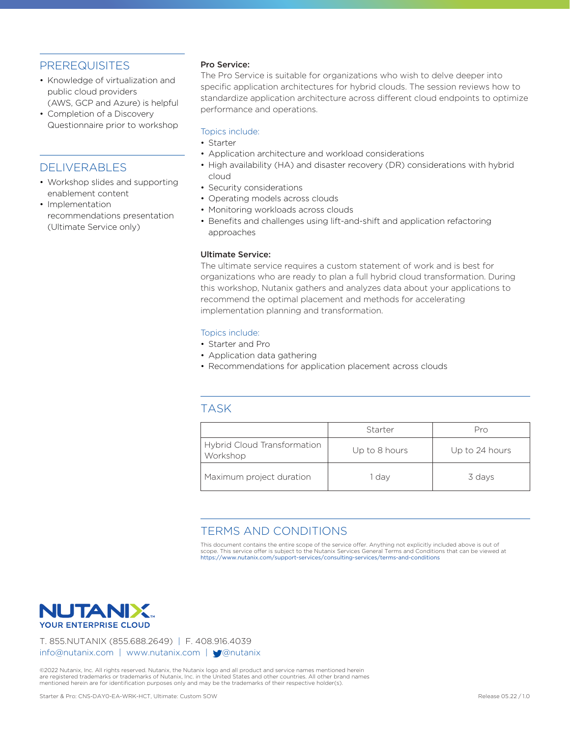## PREREQUISITES

- Knowledge of virtualization and public cloud providers (AWS, GCP and Azure) is helpful
- Completion of a Discovery Questionnaire prior to workshop

## DELIVERABLES

- Workshop slides and supporting enablement content
- Implementation recommendations presentation (Ultimate Service only)

**Pro Service:**

The Pro Service is suitable for organizations who wish to delve deeper into specific application architectures for hybrid clouds. The session reviews how to standardize application architecture across different cloud endpoints to optimize performance and operations.

Topics include:

- Starter
- Application architecture and workload considerations
- High availability (HA) and disaster recovery (DR) considerations with hybrid cloud
- Security considerations
- Operating models across clouds
- Monitoring workloads across clouds
- Benefits and challenges using lift-and-shift and application refactoring approaches

**Ultimate Service:**

The ultimate service requires a custom statement of work and is best for organizations who are ready to plan a full hybrid cloud transformation. During this workshop, Nutanix gathers and analyzes data about your applications to recommend the optimal placement and methods for accelerating implementation planning and transformation.

Topics include:

- Starter and Pro
- Application data gathering
- Recommendations for application placement across clouds

## TASK

| | Starter | Pro |
|---|---|---|
| Hybrid Cloud Transformation Workshop | Up to 8 hours | Up to 24 hours |
| Maximum project duration | 1 day | 3 days |

## TERMS AND CONDITIONS

This document contains the entire scope of the service offer. Anything not explicitly included above is out of scope. This service offer is subject to the Nutanix Services General Terms and Conditions that can be viewed at https://www.nutanix.com/support-services/consulting-services/terms-and-conditions

NUTANIX
YOUR ENTERPRISE CLOUD

T. 855.NUTANIX (855.688.2649) | F. 408.916.4039
info@nutanix.com | www.nutanix.com | @nutanix

©2022 Nutanix, Inc. All rights reserved. Nutanix, the Nutanix logo and all product and service names mentioned herein are registered trademarks or trademarks of Nutanix, Inc. in the United States and other countries. All other brand names mentioned herein are for identification purposes only and may be the trademarks of their respective holder(s).

Starter & Pro: CNS-DAY0-EA-WRK-HCT, Ultimate: Custom SOW

Release 05.22 / 1.0